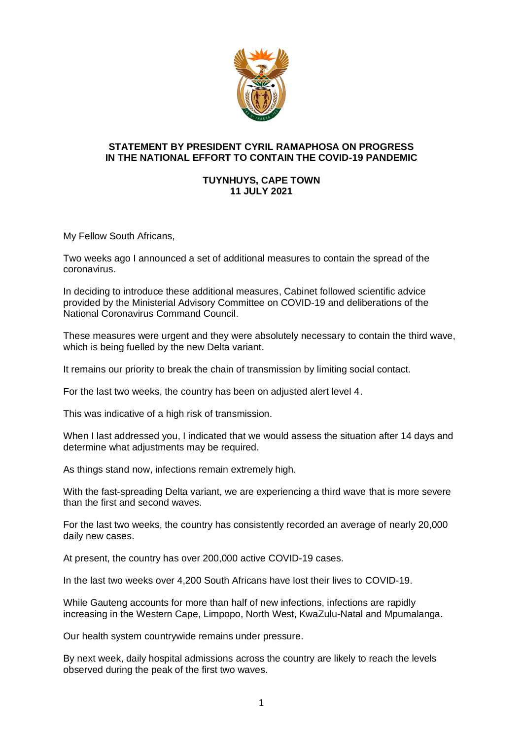# STATEMENT BY PRESIDENT CYRIL RAMAPHOSA ON PROGRESS IN THE NATIONAL EFFORT TO CONTAIN THE COVID-19 PANDEMIC

## TUYNHUYS, CAPE TOWN
## 11 JULY 2021

My Fellow South Africans,

Two weeks ago I announced a set of additional measures to contain the spread of the coronavirus.

In deciding to introduce these additional measures, Cabinet followed scientific advice provided by the Ministerial Advisory Committee on COVID-19 and deliberations of the National Coronavirus Command Council.

These measures were urgent and they were absolutely necessary to contain the third wave, which is being fuelled by the new Delta variant.

It remains our priority to break the chain of transmission by limiting social contact.

For the last two weeks, the country has been on adjusted alert level 4.

This was indicative of a high risk of transmission.

When I last addressed you, I indicated that we would assess the situation after 14 days and determine what adjustments may be required.

As things stand now, infections remain extremely high.

With the fast-spreading Delta variant, we are experiencing a third wave that is more severe than the first and second waves.

For the last two weeks, the country has consistently recorded an average of nearly 20,000 daily new cases.

At present, the country has over 200,000 active COVID-19 cases.

In the last two weeks over 4,200 South Africans have lost their lives to COVID-19.

While Gauteng accounts for more than half of new infections, infections are rapidly increasing in the Western Cape, Limpopo, North West, KwaZulu-Natal and Mpumalanga.

Our health system countrywide remains under pressure.

By next week, daily hospital admissions across the country are likely to reach the levels observed during the peak of the first two waves.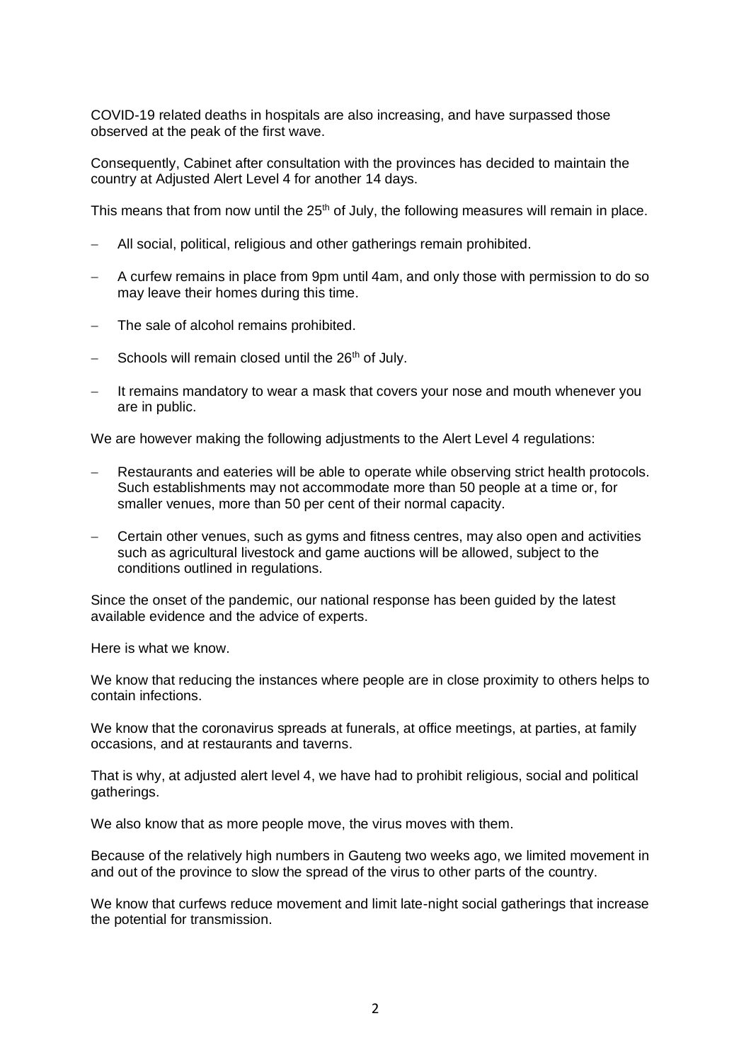COVID-19 related deaths in hospitals are also increasing, and have surpassed those observed at the peak of the first wave.

Consequently, Cabinet after consultation with the provinces has decided to maintain the country at Adjusted Alert Level 4 for another 14 days.

This means that from now until the 25th of July, the following measures will remain in place.

- All social, political, religious and other gatherings remain prohibited.
- A curfew remains in place from 9pm until 4am, and only those with permission to do so may leave their homes during this time.
- The sale of alcohol remains prohibited.
- Schools will remain closed until the 26th of July.
- It remains mandatory to wear a mask that covers your nose and mouth whenever you are in public.

We are however making the following adjustments to the Alert Level 4 regulations:

- Restaurants and eateries will be able to operate while observing strict health protocols. Such establishments may not accommodate more than 50 people at a time or, for smaller venues, more than 50 per cent of their normal capacity.
- Certain other venues, such as gyms and fitness centres, may also open and activities such as agricultural livestock and game auctions will be allowed, subject to the conditions outlined in regulations.

Since the onset of the pandemic, our national response has been guided by the latest available evidence and the advice of experts.

Here is what we know.

We know that reducing the instances where people are in close proximity to others helps to contain infections.

We know that the coronavirus spreads at funerals, at office meetings, at parties, at family occasions, and at restaurants and taverns.

That is why, at adjusted alert level 4, we have had to prohibit religious, social and political gatherings.

We also know that as more people move, the virus moves with them.

Because of the relatively high numbers in Gauteng two weeks ago, we limited movement in and out of the province to slow the spread of the virus to other parts of the country.

We know that curfews reduce movement and limit late-night social gatherings that increase the potential for transmission.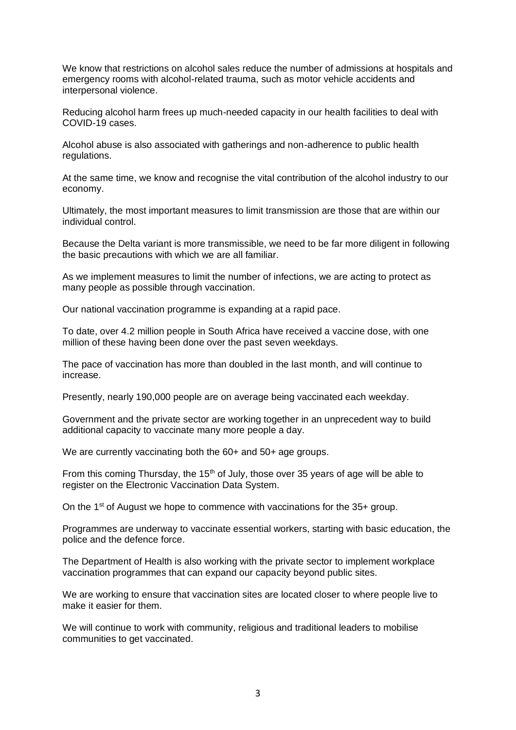We know that restrictions on alcohol sales reduce the number of admissions at hospitals and emergency rooms with alcohol-related trauma, such as motor vehicle accidents and interpersonal violence.

Reducing alcohol harm frees up much-needed capacity in our health facilities to deal with COVID-19 cases.

Alcohol abuse is also associated with gatherings and non-adherence to public health regulations.

At the same time, we know and recognise the vital contribution of the alcohol industry to our economy.

Ultimately, the most important measures to limit transmission are those that are within our individual control.

Because the Delta variant is more transmissible, we need to be far more diligent in following the basic precautions with which we are all familiar.

As we implement measures to limit the number of infections, we are acting to protect as many people as possible through vaccination.

Our national vaccination programme is expanding at a rapid pace.

To date, over 4.2 million people in South Africa have received a vaccine dose, with one million of these having been done over the past seven weekdays.

The pace of vaccination has more than doubled in the last month, and will continue to increase.

Presently, nearly 190,000 people are on average being vaccinated each weekday.

Government and the private sector are working together in an unprecedent way to build additional capacity to vaccinate many more people a day.

We are currently vaccinating both the 60+ and 50+ age groups.

From this coming Thursday, the 15th of July, those over 35 years of age will be able to register on the Electronic Vaccination Data System.

On the 1st of August we hope to commence with vaccinations for the 35+ group.

Programmes are underway to vaccinate essential workers, starting with basic education, the police and the defence force.

The Department of Health is also working with the private sector to implement workplace vaccination programmes that can expand our capacity beyond public sites.

We are working to ensure that vaccination sites are located closer to where people live to make it easier for them.

We will continue to work with community, religious and traditional leaders to mobilise communities to get vaccinated.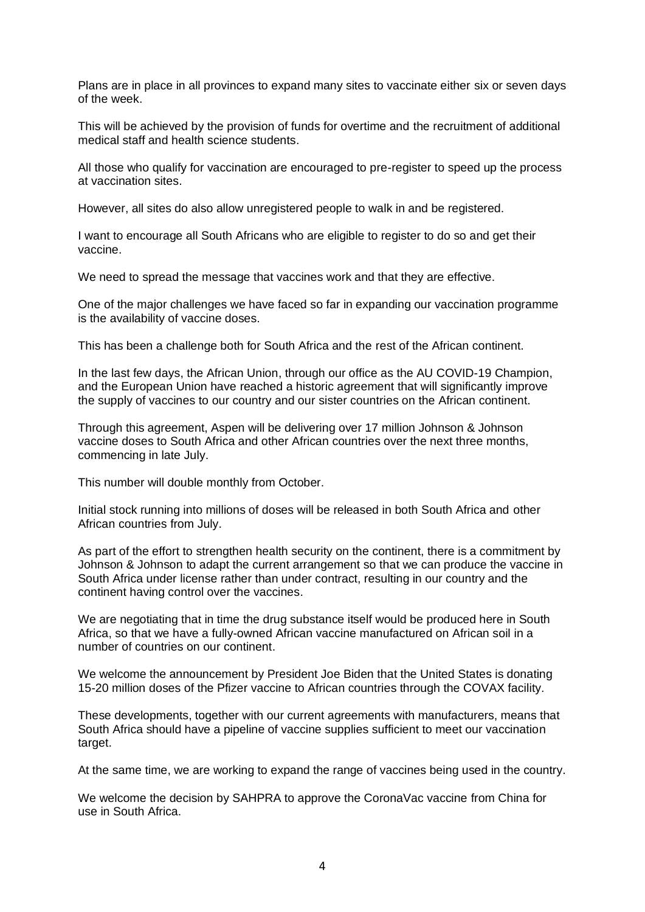Plans are in place in all provinces to expand many sites to vaccinate either six or seven days of the week.

This will be achieved by the provision of funds for overtime and the recruitment of additional medical staff and health science students.

All those who qualify for vaccination are encouraged to pre-register to speed up the process at vaccination sites.

However, all sites do also allow unregistered people to walk in and be registered.

I want to encourage all South Africans who are eligible to register to do so and get their vaccine.

We need to spread the message that vaccines work and that they are effective.

One of the major challenges we have faced so far in expanding our vaccination programme is the availability of vaccine doses.

This has been a challenge both for South Africa and the rest of the African continent.

In the last few days, the African Union, through our office as the AU COVID-19 Champion, and the European Union have reached a historic agreement that will significantly improve the supply of vaccines to our country and our sister countries on the African continent.

Through this agreement, Aspen will be delivering over 17 million Johnson & Johnson vaccine doses to South Africa and other African countries over the next three months, commencing in late July.

This number will double monthly from October.

Initial stock running into millions of doses will be released in both South Africa and other African countries from July.

As part of the effort to strengthen health security on the continent, there is a commitment by Johnson & Johnson to adapt the current arrangement so that we can produce the vaccine in South Africa under license rather than under contract, resulting in our country and the continent having control over the vaccines.

We are negotiating that in time the drug substance itself would be produced here in South Africa, so that we have a fully-owned African vaccine manufactured on African soil in a number of countries on our continent.

We welcome the announcement by President Joe Biden that the United States is donating 15-20 million doses of the Pfizer vaccine to African countries through the COVAX facility.

These developments, together with our current agreements with manufacturers, means that South Africa should have a pipeline of vaccine supplies sufficient to meet our vaccination target.

At the same time, we are working to expand the range of vaccines being used in the country.

We welcome the decision by SAHPRA to approve the CoronaVac vaccine from China for use in South Africa.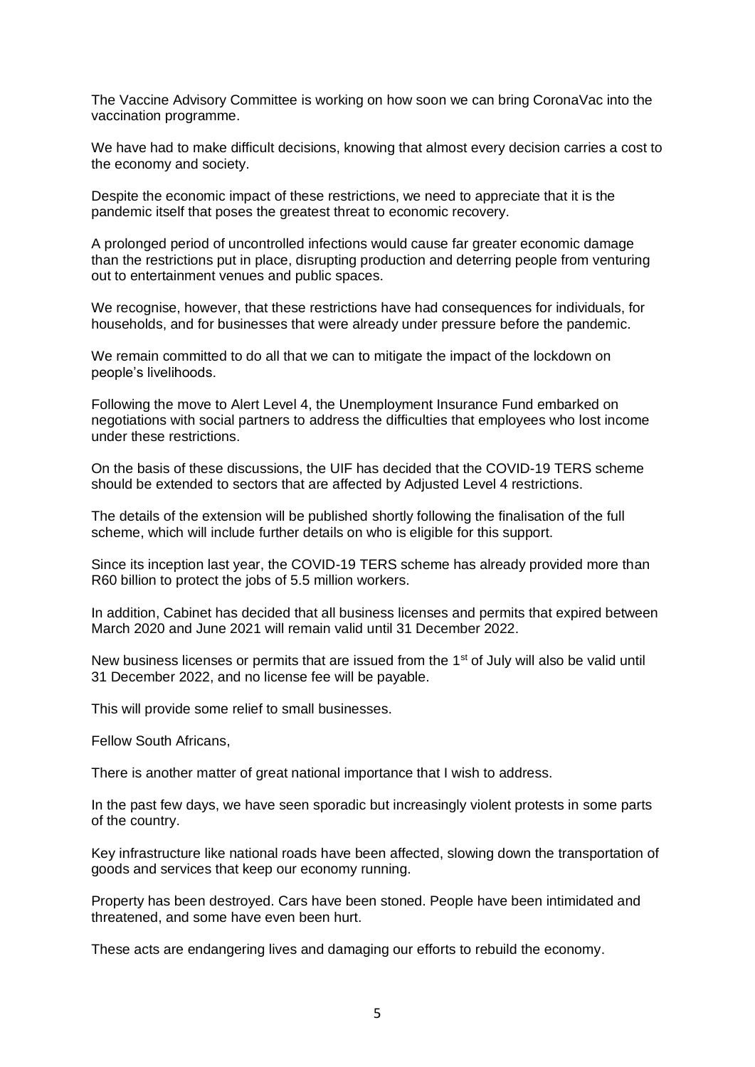The Vaccine Advisory Committee is working on how soon we can bring CoronaVac into the vaccination programme.

We have had to make difficult decisions, knowing that almost every decision carries a cost to the economy and society.

Despite the economic impact of these restrictions, we need to appreciate that it is the pandemic itself that poses the greatest threat to economic recovery.

A prolonged period of uncontrolled infections would cause far greater economic damage than the restrictions put in place, disrupting production and deterring people from venturing out to entertainment venues and public spaces.

We recognise, however, that these restrictions have had consequences for individuals, for households, and for businesses that were already under pressure before the pandemic.

We remain committed to do all that we can to mitigate the impact of the lockdown on people's livelihoods.

Following the move to Alert Level 4, the Unemployment Insurance Fund embarked on negotiations with social partners to address the difficulties that employees who lost income under these restrictions.

On the basis of these discussions, the UIF has decided that the COVID-19 TERS scheme should be extended to sectors that are affected by Adjusted Level 4 restrictions.

The details of the extension will be published shortly following the finalisation of the full scheme, which will include further details on who is eligible for this support.

Since its inception last year, the COVID-19 TERS scheme has already provided more than R60 billion to protect the jobs of 5.5 million workers.

In addition, Cabinet has decided that all business licenses and permits that expired between March 2020 and June 2021 will remain valid until 31 December 2022.

New business licenses or permits that are issued from the 1st of July will also be valid until 31 December 2022, and no license fee will be payable.

This will provide some relief to small businesses.

Fellow South Africans,

There is another matter of great national importance that I wish to address.

In the past few days, we have seen sporadic but increasingly violent protests in some parts of the country.

Key infrastructure like national roads have been affected, slowing down the transportation of goods and services that keep our economy running.

Property has been destroyed. Cars have been stoned. People have been intimidated and threatened, and some have even been hurt.

These acts are endangering lives and damaging our efforts to rebuild the economy.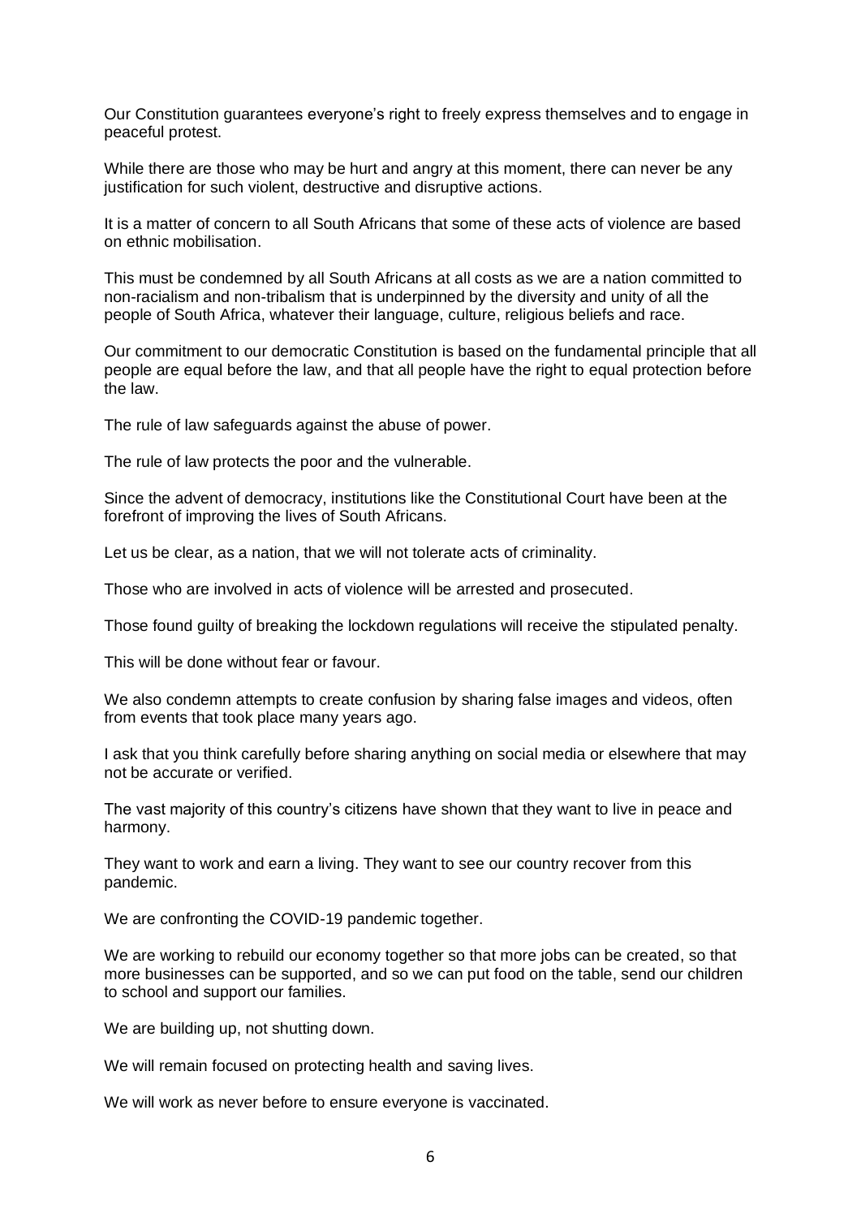Our Constitution guarantees everyone's right to freely express themselves and to engage in peaceful protest.

While there are those who may be hurt and angry at this moment, there can never be any justification for such violent, destructive and disruptive actions.

It is a matter of concern to all South Africans that some of these acts of violence are based on ethnic mobilisation.

This must be condemned by all South Africans at all costs as we are a nation committed to non-racialism and non-tribalism that is underpinned by the diversity and unity of all the people of South Africa, whatever their language, culture, religious beliefs and race.

Our commitment to our democratic Constitution is based on the fundamental principle that all people are equal before the law, and that all people have the right to equal protection before the law.

The rule of law safeguards against the abuse of power.

The rule of law protects the poor and the vulnerable.

Since the advent of democracy, institutions like the Constitutional Court have been at the forefront of improving the lives of South Africans.

Let us be clear, as a nation, that we will not tolerate acts of criminality.

Those who are involved in acts of violence will be arrested and prosecuted.

Those found guilty of breaking the lockdown regulations will receive the stipulated penalty.

This will be done without fear or favour.

We also condemn attempts to create confusion by sharing false images and videos, often from events that took place many years ago.

I ask that you think carefully before sharing anything on social media or elsewhere that may not be accurate or verified.

The vast majority of this country's citizens have shown that they want to live in peace and harmony.

They want to work and earn a living. They want to see our country recover from this pandemic.

We are confronting the COVID-19 pandemic together.

We are working to rebuild our economy together so that more jobs can be created, so that more businesses can be supported, and so we can put food on the table, send our children to school and support our families.

We are building up, not shutting down.

We will remain focused on protecting health and saving lives.

We will work as never before to ensure everyone is vaccinated.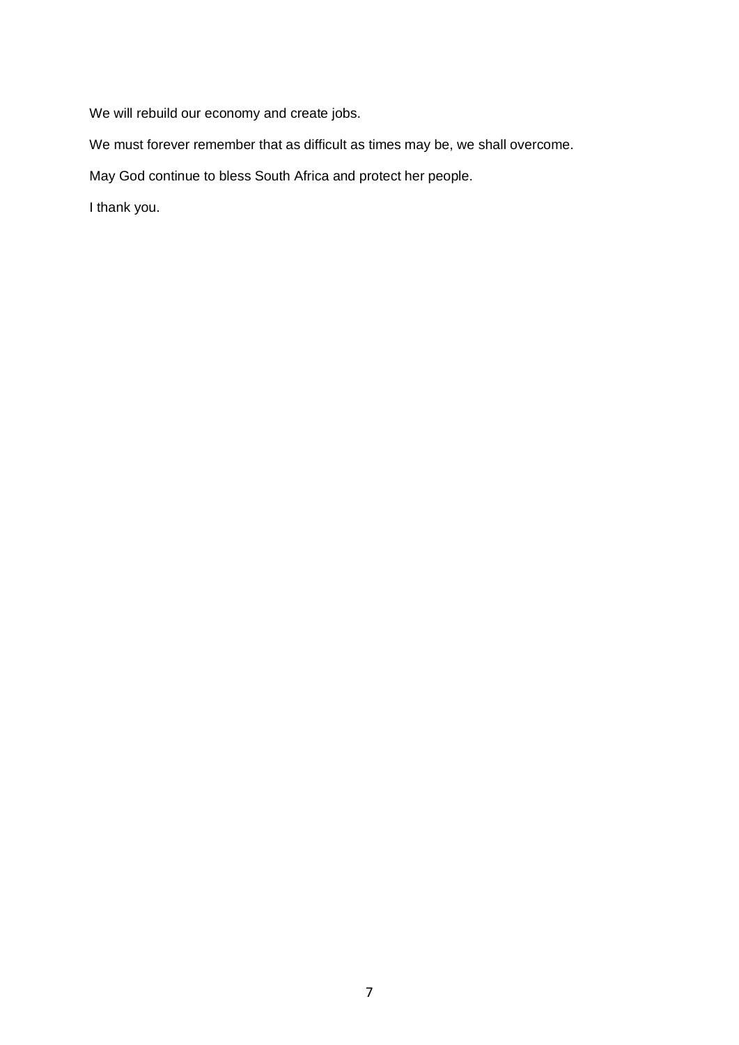We will rebuild our economy and create jobs.

We must forever remember that as difficult as times may be, we shall overcome.

May God continue to bless South Africa and protect her people.

I thank you.